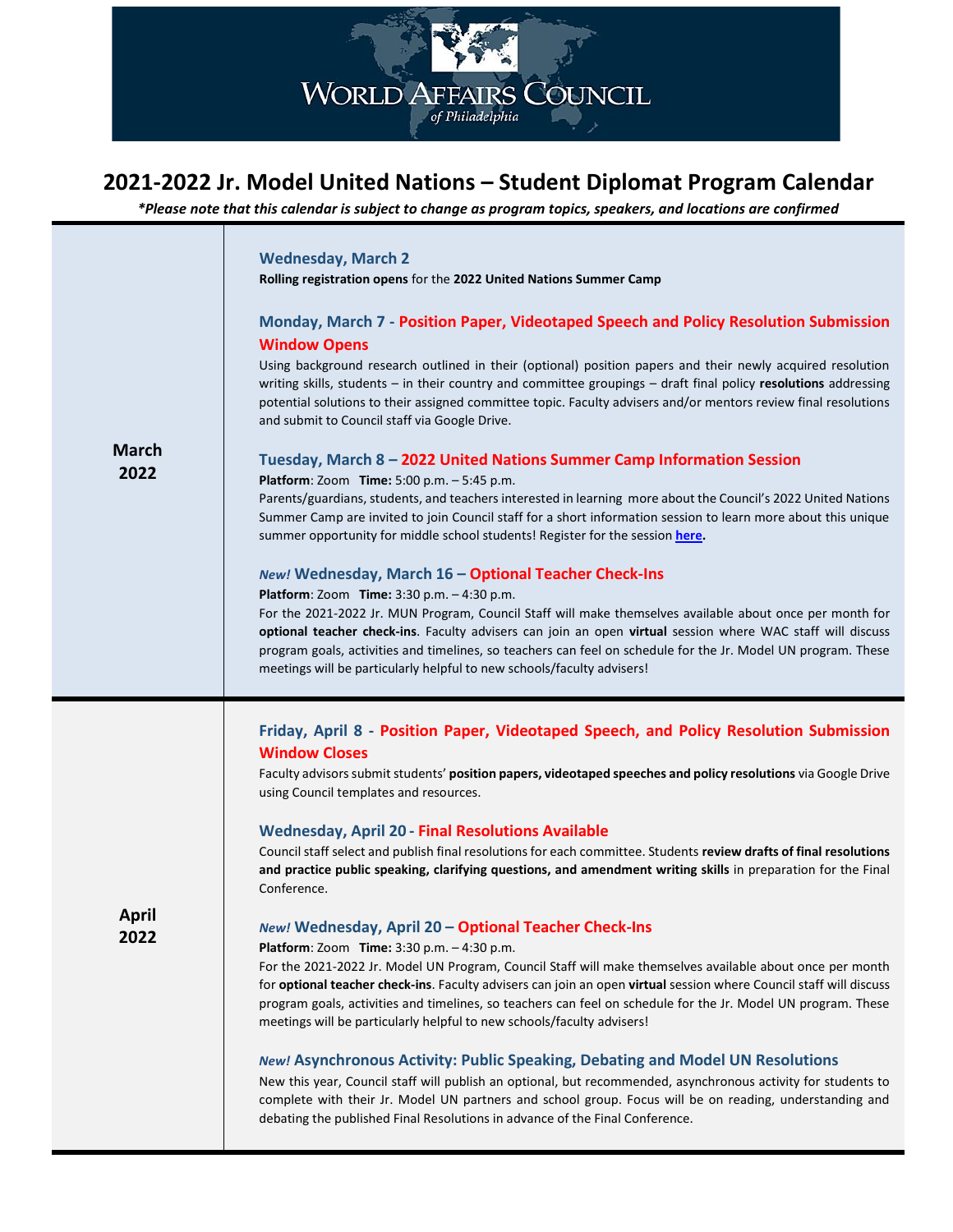WORLD AFFAIRS COUNCIL *of Philadelphia*

# 2021-2022 Jr. Model United Nations – Student Diplomat Program Calendar

***Please note that this calendar is subject to change as program topics, speakers, and locations are confirmed***

## March 2022

### Wednesday, March 2

**Rolling registration opens** for the **2022 United Nations Summer Camp**

### Monday, March 7 - Position Paper, Videotaped Speech and Policy Resolution Submission Window Opens

Using background research outlined in their (optional) position papers and their newly acquired resolution writing skills, students – in their country and committee groupings – draft final policy **resolutions** addressing potential solutions to their assigned committee topic. Faculty advisers and/or mentors review final resolutions and submit to Council staff via Google Drive.

### Tuesday, March 8 – 2022 United Nations Summer Camp Information Session

**Platform**: Zoom **Time:** 5:00 p.m. – 5:45 p.m.

Parents/guardians, students, and teachers interested in learning more about the Council's 2022 United Nations Summer Camp are invited to join Council staff for a short information session to learn more about this unique summer opportunity for middle school students! Register for the session **here**.

### *New!* Wednesday, March 16 – Optional Teacher Check-Ins

**Platform**: Zoom **Time:** 3:30 p.m. – 4:30 p.m.

For the 2021-2022 Jr. MUN Program, Council Staff will make themselves available about once per month for **optional teacher check-ins**. Faculty advisers can join an open **virtual** session where WAC staff will discuss program goals, activities and timelines, so teachers can feel on schedule for the Jr. Model UN program. These meetings will be particularly helpful to new schools/faculty advisers!

## April 2022

### Friday, April 8 - Position Paper, Videotaped Speech, and Policy Resolution Submission Window Closes

Faculty advisors submit students' **position papers, videotaped speeches and policy resolutions** via Google Drive using Council templates and resources.

### Wednesday, April 20 - Final Resolutions Available

Council staff select and publish final resolutions for each committee. Students **review drafts of final resolutions and practice public speaking, clarifying questions, and amendment writing skills** in preparation for the Final Conference.

### *New!* Wednesday, April 20 – Optional Teacher Check-Ins

**Platform**: Zoom **Time:** 3:30 p.m. – 4:30 p.m.

For the 2021-2022 Jr. Model UN Program, Council Staff will make themselves available about once per month for **optional teacher check-ins**. Faculty advisers can join an open **virtual** session where Council staff will discuss program goals, activities and timelines, so teachers can feel on schedule for the Jr. Model UN program. These meetings will be particularly helpful to new schools/faculty advisers!

### *New!* Asynchronous Activity: Public Speaking, Debating and Model UN Resolutions

New this year, Council staff will publish an optional, but recommended, asynchronous activity for students to complete with their Jr. Model UN partners and school group. Focus will be on reading, understanding and debating the published Final Resolutions in advance of the Final Conference.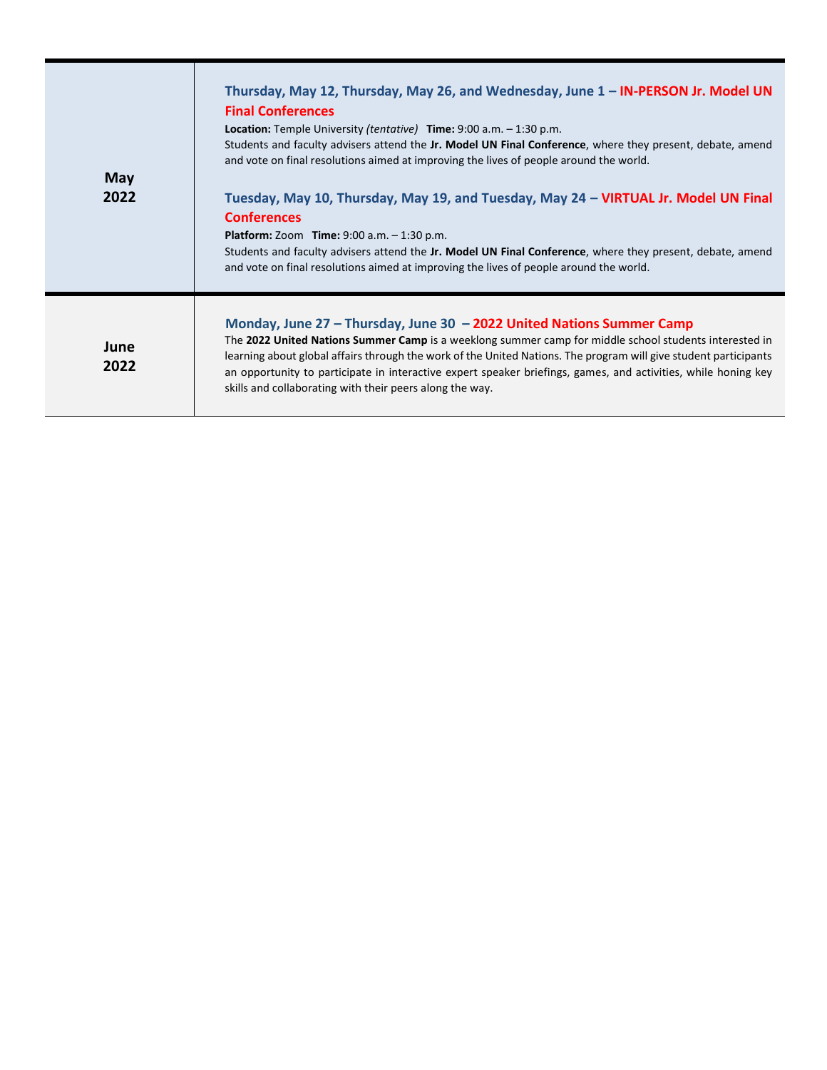| | |
|---|---|
| **May 2022** | **Thursday, May 12, Thursday, May 26, and Wednesday, June 1 – IN-PERSON Jr. Model UN Final Conferences**<br>**Location:** Temple University *(tentative)* **Time:** 9:00 a.m. – 1:30 p.m.<br>Students and faculty advisers attend the **Jr. Model UN Final Conference**, where they present, debate, amend and vote on final resolutions aimed at improving the lives of people around the world.<br><br>**Tuesday, May 10, Thursday, May 19, and Tuesday, May 24 – VIRTUAL Jr. Model UN Final Conferences**<br>**Platform:** Zoom **Time:** 9:00 a.m. – 1:30 p.m.<br>Students and faculty advisers attend the **Jr. Model UN Final Conference**, where they present, debate, amend and vote on final resolutions aimed at improving the lives of people around the world. |
| **June 2022** | **Monday, June 27 – Thursday, June 30 – 2022 United Nations Summer Camp**<br>The **2022 United Nations Summer Camp** is a weeklong summer camp for middle school students interested in learning about global affairs through the work of the United Nations. The program will give student participants an opportunity to participate in interactive expert speaker briefings, games, and activities, while honing key skills and collaborating with their peers along the way. |